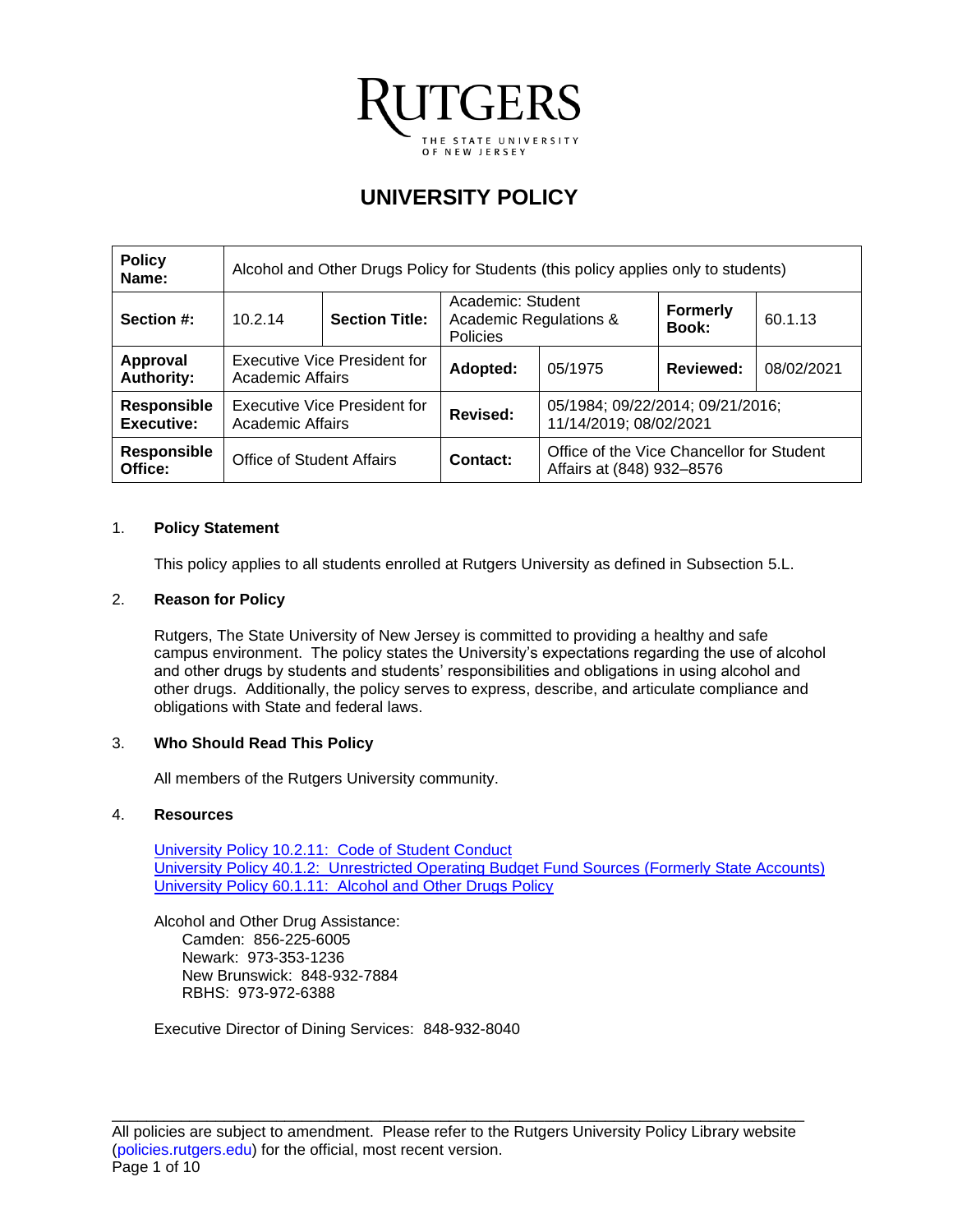RUTGERS
THE STATE UNIVERSITY OF NEW JERSEY

# UNIVERSITY POLICY

| **Policy Name:** | Alcohol and Other Drugs Policy for Students (this policy applies only to students) | | | | |
|---|---|---|---|---|---|
| **Section #:** | 10.2.14 | **Section Title:** | Academic: Student Academic Regulations & Policies | **Formerly Book:** | 60.1.13 |
| **Approval Authority:** | Executive Vice President for Academic Affairs | **Adopted:** | 05/1975 | **Reviewed:** | 08/02/2021 |
| **Responsible Executive:** | Executive Vice President for Academic Affairs | **Revised:** | 05/1984; 09/22/2014; 09/21/2016; 11/14/2019; 08/02/2021 | | |
| **Responsible Office:** | Office of Student Affairs | **Contact:** | Office of the Vice Chancellor for Student Affairs at (848) 932–8576 | | |

## 1. Policy Statement

This policy applies to all students enrolled at Rutgers University as defined in Subsection 5.L.

## 2. Reason for Policy

Rutgers, The State University of New Jersey is committed to providing a healthy and safe campus environment. The policy states the University's expectations regarding the use of alcohol and other drugs by students and students' responsibilities and obligations in using alcohol and other drugs. Additionally, the policy serves to express, describe, and articulate compliance and obligations with State and federal laws.

## 3. Who Should Read This Policy

All members of the Rutgers University community.

## 4. Resources

University Policy 10.2.11: Code of Student Conduct
University Policy 40.1.2: Unrestricted Operating Budget Fund Sources (Formerly State Accounts)
University Policy 60.1.11: Alcohol and Other Drugs Policy

Alcohol and Other Drug Assistance:
Camden: 856-225-6005
Newark: 973-353-1236
New Brunswick: 848-932-7884
RBHS: 973-972-6388

Executive Director of Dining Services: 848-932-8040

All policies are subject to amendment. Please refer to the Rutgers University Policy Library website (policies.rutgers.edu) for the official, most recent version.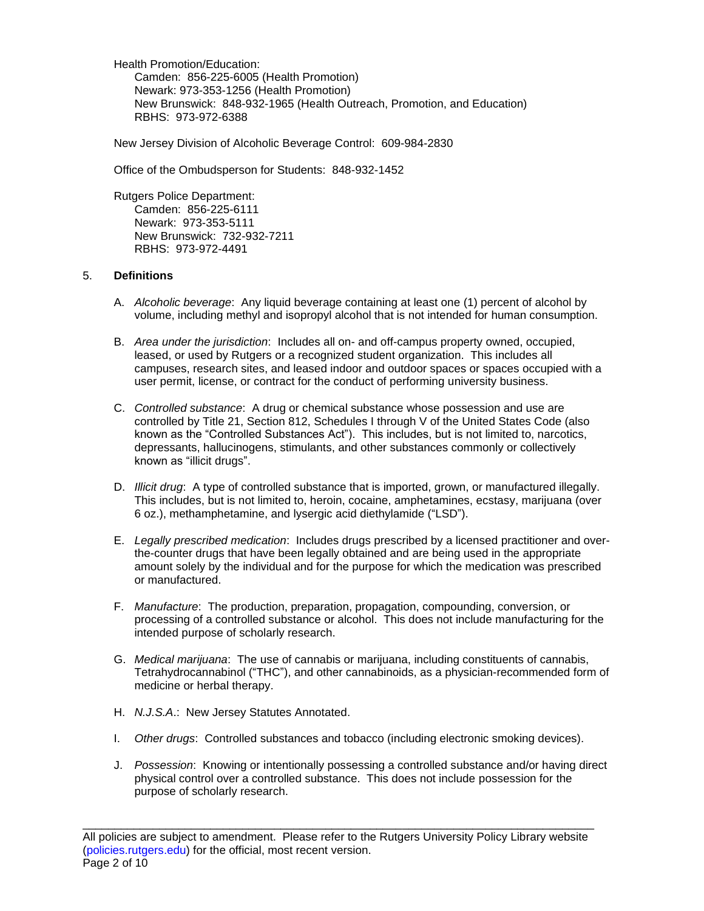Health Promotion/Education:
- Camden: 856-225-6005 (Health Promotion)
- Newark: 973-353-1256 (Health Promotion)
- New Brunswick: 848-932-1965 (Health Outreach, Promotion, and Education)
- RBHS: 973-972-6388

New Jersey Division of Alcoholic Beverage Control: 609-984-2830

Office of the Ombudsperson for Students: 848-932-1452

Rutgers Police Department:
- Camden: 856-225-6111
- Newark: 973-353-5111
- New Brunswick: 732-932-7211
- RBHS: 973-972-4491

## 5. Definitions

A. *Alcoholic beverage*: Any liquid beverage containing at least one (1) percent of alcohol by volume, including methyl and isopropyl alcohol that is not intended for human consumption.

B. *Area under the jurisdiction*: Includes all on- and off-campus property owned, occupied, leased, or used by Rutgers or a recognized student organization. This includes all campuses, research sites, and leased indoor and outdoor spaces or spaces occupied with a user permit, license, or contract for the conduct of performing university business.

C. *Controlled substance*: A drug or chemical substance whose possession and use are controlled by Title 21, Section 812, Schedules I through V of the United States Code (also known as the "Controlled Substances Act"). This includes, but is not limited to, narcotics, depressants, hallucinogens, stimulants, and other substances commonly or collectively known as "illicit drugs".

D. *Illicit drug*: A type of controlled substance that is imported, grown, or manufactured illegally. This includes, but is not limited to, heroin, cocaine, amphetamines, ecstasy, marijuana (over 6 oz.), methamphetamine, and lysergic acid diethylamide ("LSD").

E. *Legally prescribed medication*: Includes drugs prescribed by a licensed practitioner and over-the-counter drugs that have been legally obtained and are being used in the appropriate amount solely by the individual and for the purpose for which the medication was prescribed or manufactured.

F. *Manufacture*: The production, preparation, propagation, compounding, conversion, or processing of a controlled substance or alcohol. This does not include manufacturing for the intended purpose of scholarly research.

G. *Medical marijuana*: The use of cannabis or marijuana, including constituents of cannabis, Tetrahydrocannabinol ("THC"), and other cannabinoids, as a physician-recommended form of medicine or herbal therapy.

H. *N.J.S.A.*: New Jersey Statutes Annotated.

I. *Other drugs*: Controlled substances and tobacco (including electronic smoking devices).

J. *Possession*: Knowing or intentionally possessing a controlled substance and/or having direct physical control over a controlled substance. This does not include possession for the purpose of scholarly research.

All policies are subject to amendment. Please refer to the Rutgers University Policy Library website (policies.rutgers.edu) for the official, most recent version.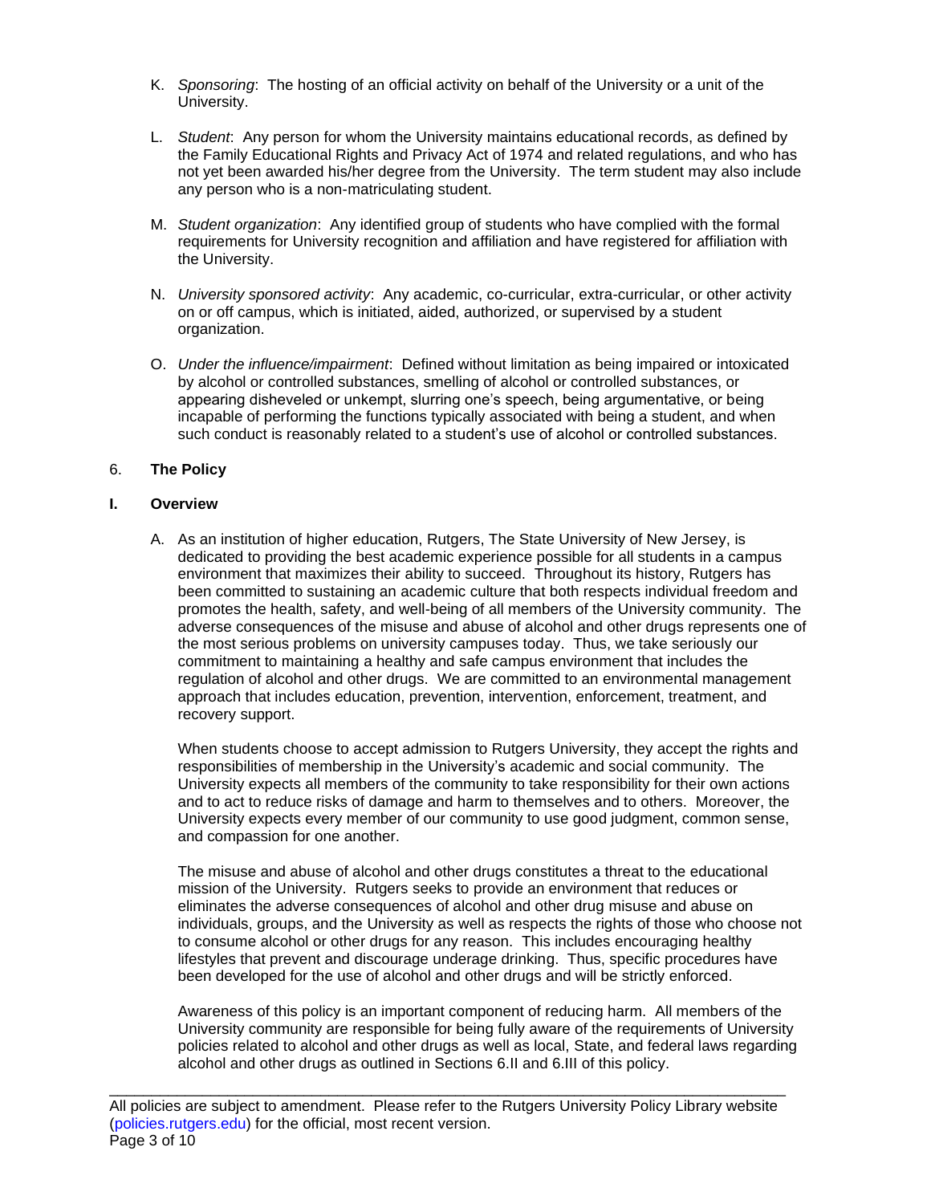K. *Sponsoring*: The hosting of an official activity on behalf of the University or a unit of the University.

L. *Student*: Any person for whom the University maintains educational records, as defined by the Family Educational Rights and Privacy Act of 1974 and related regulations, and who has not yet been awarded his/her degree from the University. The term student may also include any person who is a non-matriculating student.

M. *Student organization*: Any identified group of students who have complied with the formal requirements for University recognition and affiliation and have registered for affiliation with the University.

N. *University sponsored activity*: Any academic, co-curricular, extra-curricular, or other activity on or off campus, which is initiated, aided, authorized, or supervised by a student organization.

O. *Under the influence/impairment*: Defined without limitation as being impaired or intoxicated by alcohol or controlled substances, smelling of alcohol or controlled substances, or appearing disheveled or unkempt, slurring one's speech, being argumentative, or being incapable of performing the functions typically associated with being a student, and when such conduct is reasonably related to a student's use of alcohol or controlled substances.

## 6. **The Policy**

### I. **Overview**

A. As an institution of higher education, Rutgers, The State University of New Jersey, is dedicated to providing the best academic experience possible for all students in a campus environment that maximizes their ability to succeed. Throughout its history, Rutgers has been committed to sustaining an academic culture that both respects individual freedom and promotes the health, safety, and well-being of all members of the University community. The adverse consequences of the misuse and abuse of alcohol and other drugs represents one of the most serious problems on university campuses today. Thus, we take seriously our commitment to maintaining a healthy and safe campus environment that includes the regulation of alcohol and other drugs. We are committed to an environmental management approach that includes education, prevention, intervention, enforcement, treatment, and recovery support.

When students choose to accept admission to Rutgers University, they accept the rights and responsibilities of membership in the University's academic and social community. The University expects all members of the community to take responsibility for their own actions and to act to reduce risks of damage and harm to themselves and to others. Moreover, the University expects every member of our community to use good judgment, common sense, and compassion for one another.

The misuse and abuse of alcohol and other drugs constitutes a threat to the educational mission of the University. Rutgers seeks to provide an environment that reduces or eliminates the adverse consequences of alcohol and other drug misuse and abuse on individuals, groups, and the University as well as respects the rights of those who choose not to consume alcohol or other drugs for any reason. This includes encouraging healthy lifestyles that prevent and discourage underage drinking. Thus, specific procedures have been developed for the use of alcohol and other drugs and will be strictly enforced.

Awareness of this policy is an important component of reducing harm. All members of the University community are responsible for being fully aware of the requirements of University policies related to alcohol and other drugs as well as local, State, and federal laws regarding alcohol and other drugs as outlined in Sections 6.II and 6.III of this policy.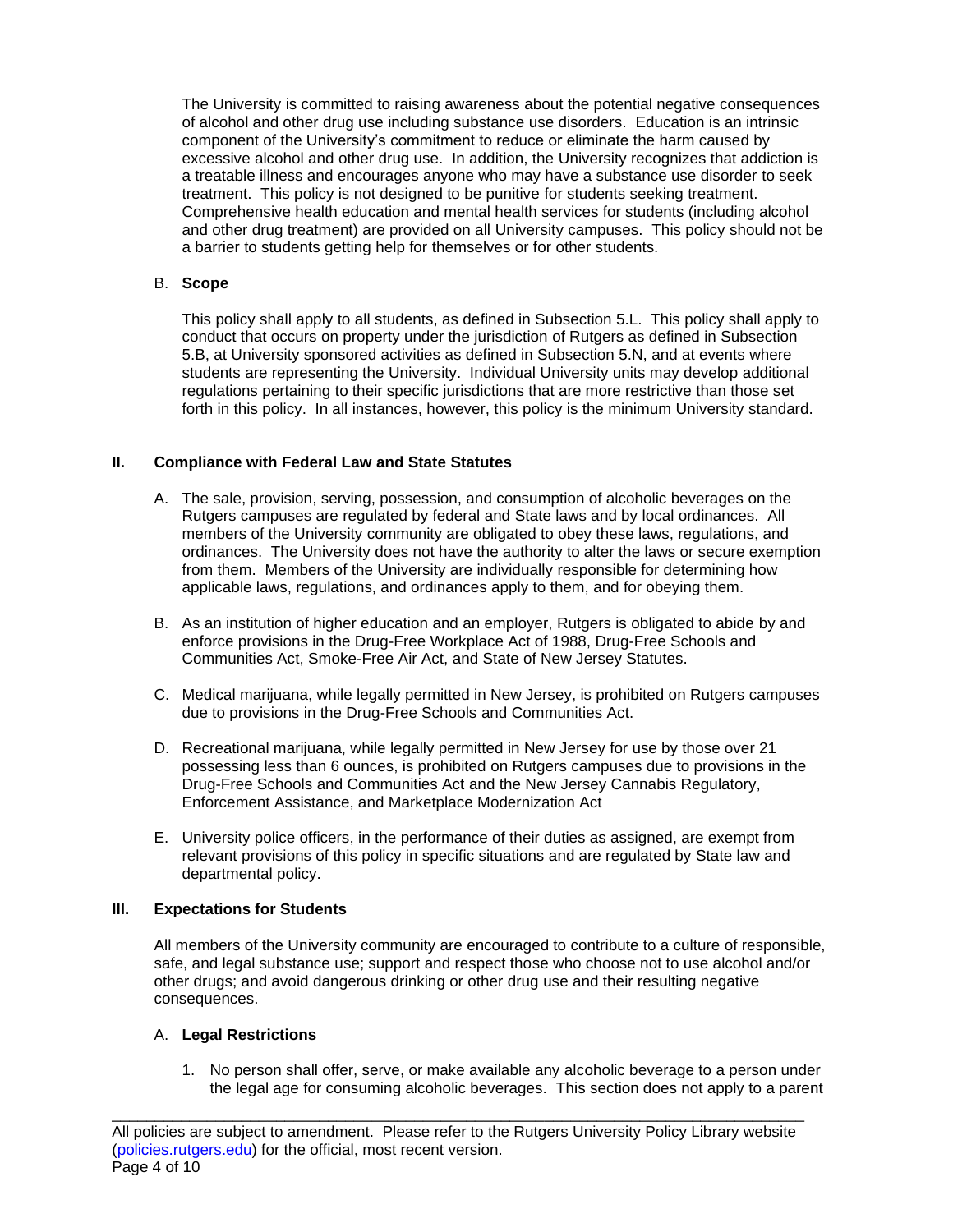The University is committed to raising awareness about the potential negative consequences of alcohol and other drug use including substance use disorders. Education is an intrinsic component of the University's commitment to reduce or eliminate the harm caused by excessive alcohol and other drug use. In addition, the University recognizes that addiction is a treatable illness and encourages anyone who may have a substance use disorder to seek treatment. This policy is not designed to be punitive for students seeking treatment. Comprehensive health education and mental health services for students (including alcohol and other drug treatment) are provided on all University campuses. This policy should not be a barrier to students getting help for themselves or for other students.

B. **Scope**

This policy shall apply to all students, as defined in Subsection 5.L. This policy shall apply to conduct that occurs on property under the jurisdiction of Rutgers as defined in Subsection 5.B, at University sponsored activities as defined in Subsection 5.N, and at events where students are representing the University. Individual University units may develop additional regulations pertaining to their specific jurisdictions that are more restrictive than those set forth in this policy. In all instances, however, this policy is the minimum University standard.

## II. Compliance with Federal Law and State Statutes

A. The sale, provision, serving, possession, and consumption of alcoholic beverages on the Rutgers campuses are regulated by federal and State laws and by local ordinances. All members of the University community are obligated to obey these laws, regulations, and ordinances. The University does not have the authority to alter the laws or secure exemption from them. Members of the University are individually responsible for determining how applicable laws, regulations, and ordinances apply to them, and for obeying them.

B. As an institution of higher education and an employer, Rutgers is obligated to abide by and enforce provisions in the Drug-Free Workplace Act of 1988, Drug-Free Schools and Communities Act, Smoke-Free Air Act, and State of New Jersey Statutes.

C. Medical marijuana, while legally permitted in New Jersey, is prohibited on Rutgers campuses due to provisions in the Drug-Free Schools and Communities Act.

D. Recreational marijuana, while legally permitted in New Jersey for use by those over 21 possessing less than 6 ounces, is prohibited on Rutgers campuses due to provisions in the Drug-Free Schools and Communities Act and the New Jersey Cannabis Regulatory, Enforcement Assistance, and Marketplace Modernization Act

E. University police officers, in the performance of their duties as assigned, are exempt from relevant provisions of this policy in specific situations and are regulated by State law and departmental policy.

## III. Expectations for Students

All members of the University community are encouraged to contribute to a culture of responsible, safe, and legal substance use; support and respect those who choose not to use alcohol and/or other drugs; and avoid dangerous drinking or other drug use and their resulting negative consequences.

A. **Legal Restrictions**

1. No person shall offer, serve, or make available any alcoholic beverage to a person under the legal age for consuming alcoholic beverages. This section does not apply to a parent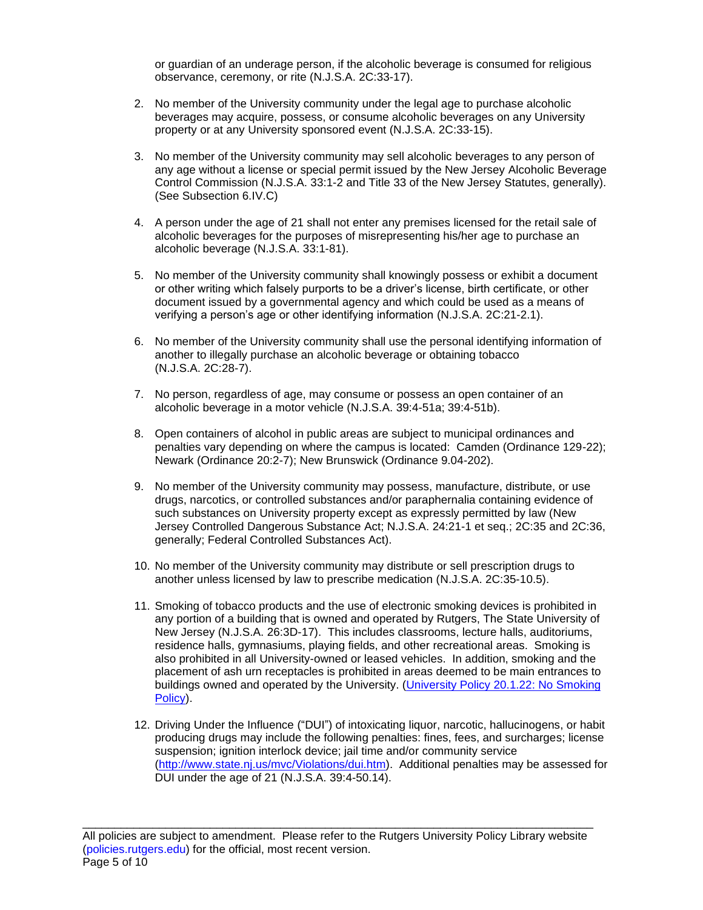or guardian of an underage person, if the alcoholic beverage is consumed for religious observance, ceremony, or rite (N.J.S.A. 2C:33-17).

2. No member of the University community under the legal age to purchase alcoholic beverages may acquire, possess, or consume alcoholic beverages on any University property or at any University sponsored event (N.J.S.A. 2C:33-15).

3. No member of the University community may sell alcoholic beverages to any person of any age without a license or special permit issued by the New Jersey Alcoholic Beverage Control Commission (N.J.S.A. 33:1-2 and Title 33 of the New Jersey Statutes, generally). (See Subsection 6.IV.C)

4. A person under the age of 21 shall not enter any premises licensed for the retail sale of alcoholic beverages for the purposes of misrepresenting his/her age to purchase an alcoholic beverage (N.J.S.A. 33:1-81).

5. No member of the University community shall knowingly possess or exhibit a document or other writing which falsely purports to be a driver's license, birth certificate, or other document issued by a governmental agency and which could be used as a means of verifying a person's age or other identifying information (N.J.S.A. 2C:21-2.1).

6. No member of the University community shall use the personal identifying information of another to illegally purchase an alcoholic beverage or obtaining tobacco (N.J.S.A. 2C:28-7).

7. No person, regardless of age, may consume or possess an open container of an alcoholic beverage in a motor vehicle (N.J.S.A. 39:4-51a; 39:4-51b).

8. Open containers of alcohol in public areas are subject to municipal ordinances and penalties vary depending on where the campus is located: Camden (Ordinance 129-22); Newark (Ordinance 20:2-7); New Brunswick (Ordinance 9.04-202).

9. No member of the University community may possess, manufacture, distribute, or use drugs, narcotics, or controlled substances and/or paraphernalia containing evidence of such substances on University property except as expressly permitted by law (New Jersey Controlled Dangerous Substance Act; N.J.S.A. 24:21-1 et seq.; 2C:35 and 2C:36, generally; Federal Controlled Substances Act).

10. No member of the University community may distribute or sell prescription drugs to another unless licensed by law to prescribe medication (N.J.S.A. 2C:35-10.5).

11. Smoking of tobacco products and the use of electronic smoking devices is prohibited in any portion of a building that is owned and operated by Rutgers, The State University of New Jersey (N.J.S.A. 26:3D-17). This includes classrooms, lecture halls, auditoriums, residence halls, gymnasiums, playing fields, and other recreational areas. Smoking is also prohibited in all University-owned or leased vehicles. In addition, smoking and the placement of ash urn receptacles is prohibited in areas deemed to be main entrances to buildings owned and operated by the University. (University Policy 20.1.22: No Smoking Policy).

12. Driving Under the Influence ("DUI") of intoxicating liquor, narcotic, hallucinogens, or habit producing drugs may include the following penalties: fines, fees, and surcharges; license suspension; ignition interlock device; jail time and/or community service (http://www.state.nj.us/mvc/Violations/dui.htm). Additional penalties may be assessed for DUI under the age of 21 (N.J.S.A. 39:4-50.14).

All policies are subject to amendment. Please refer to the Rutgers University Policy Library website (policies.rutgers.edu) for the official, most recent version.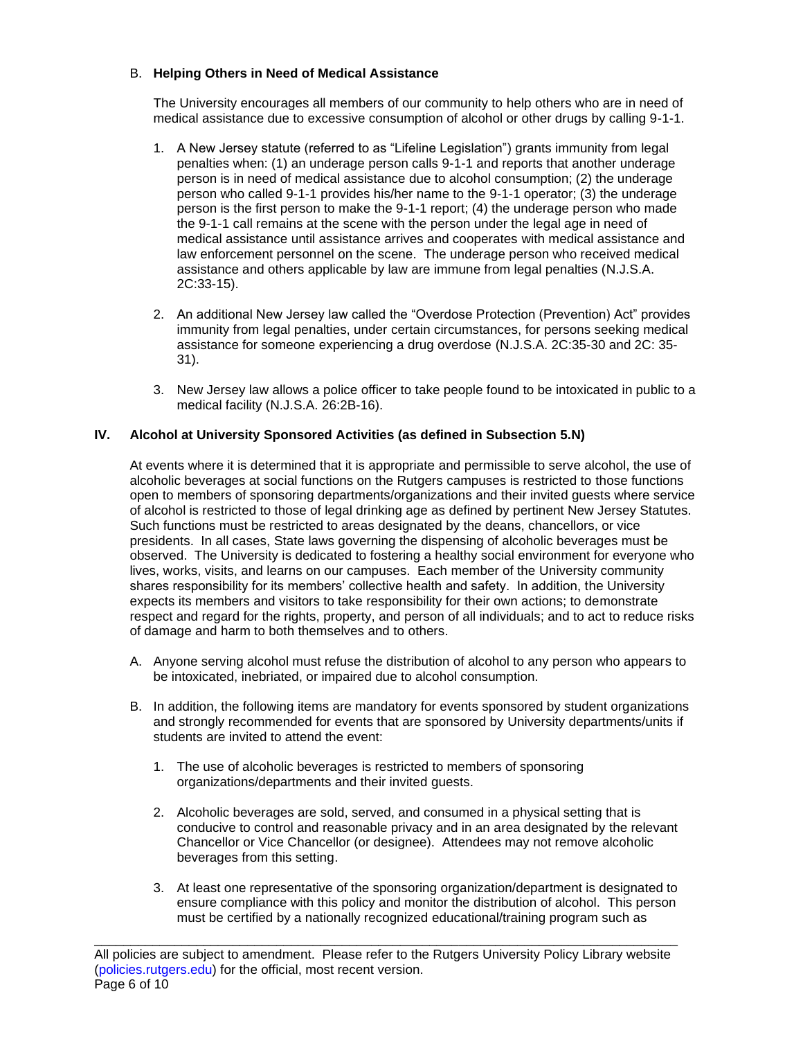### B. **Helping Others in Need of Medical Assistance**

The University encourages all members of our community to help others who are in need of medical assistance due to excessive consumption of alcohol or other drugs by calling 9-1-1.

1. A New Jersey statute (referred to as "Lifeline Legislation") grants immunity from legal penalties when: (1) an underage person calls 9-1-1 and reports that another underage person is in need of medical assistance due to alcohol consumption; (2) the underage person who called 9-1-1 provides his/her name to the 9-1-1 operator; (3) the underage person is the first person to make the 9-1-1 report; (4) the underage person who made the 9-1-1 call remains at the scene with the person under the legal age in need of medical assistance until assistance arrives and cooperates with medical assistance and law enforcement personnel on the scene. The underage person who received medical assistance and others applicable by law are immune from legal penalties (N.J.S.A. 2C:33-15).

2. An additional New Jersey law called the "Overdose Protection (Prevention) Act" provides immunity from legal penalties, under certain circumstances, for persons seeking medical assistance for someone experiencing a drug overdose (N.J.S.A. 2C:35-30 and 2C: 35-31).

3. New Jersey law allows a police officer to take people found to be intoxicated in public to a medical facility (N.J.S.A. 26:2B-16).

## IV. Alcohol at University Sponsored Activities (as defined in Subsection 5.N)

At events where it is determined that it is appropriate and permissible to serve alcohol, the use of alcoholic beverages at social functions on the Rutgers campuses is restricted to those functions open to members of sponsoring departments/organizations and their invited guests where service of alcohol is restricted to those of legal drinking age as defined by pertinent New Jersey Statutes. Such functions must be restricted to areas designated by the deans, chancellors, or vice presidents. In all cases, State laws governing the dispensing of alcoholic beverages must be observed. The University is dedicated to fostering a healthy social environment for everyone who lives, works, visits, and learns on our campuses. Each member of the University community shares responsibility for its members' collective health and safety. In addition, the University expects its members and visitors to take responsibility for their own actions; to demonstrate respect and regard for the rights, property, and person of all individuals; and to act to reduce risks of damage and harm to both themselves and to others.

A. Anyone serving alcohol must refuse the distribution of alcohol to any person who appears to be intoxicated, inebriated, or impaired due to alcohol consumption.

B. In addition, the following items are mandatory for events sponsored by student organizations and strongly recommended for events that are sponsored by University departments/units if students are invited to attend the event:

   1. The use of alcoholic beverages is restricted to members of sponsoring organizations/departments and their invited guests.

   2. Alcoholic beverages are sold, served, and consumed in a physical setting that is conducive to control and reasonable privacy and in an area designated by the relevant Chancellor or Vice Chancellor (or designee). Attendees may not remove alcoholic beverages from this setting.

   3. At least one representative of the sponsoring organization/department is designated to ensure compliance with this policy and monitor the distribution of alcohol. This person must be certified by a nationally recognized educational/training program such as

All policies are subject to amendment. Please refer to the Rutgers University Policy Library website (policies.rutgers.edu) for the official, most recent version.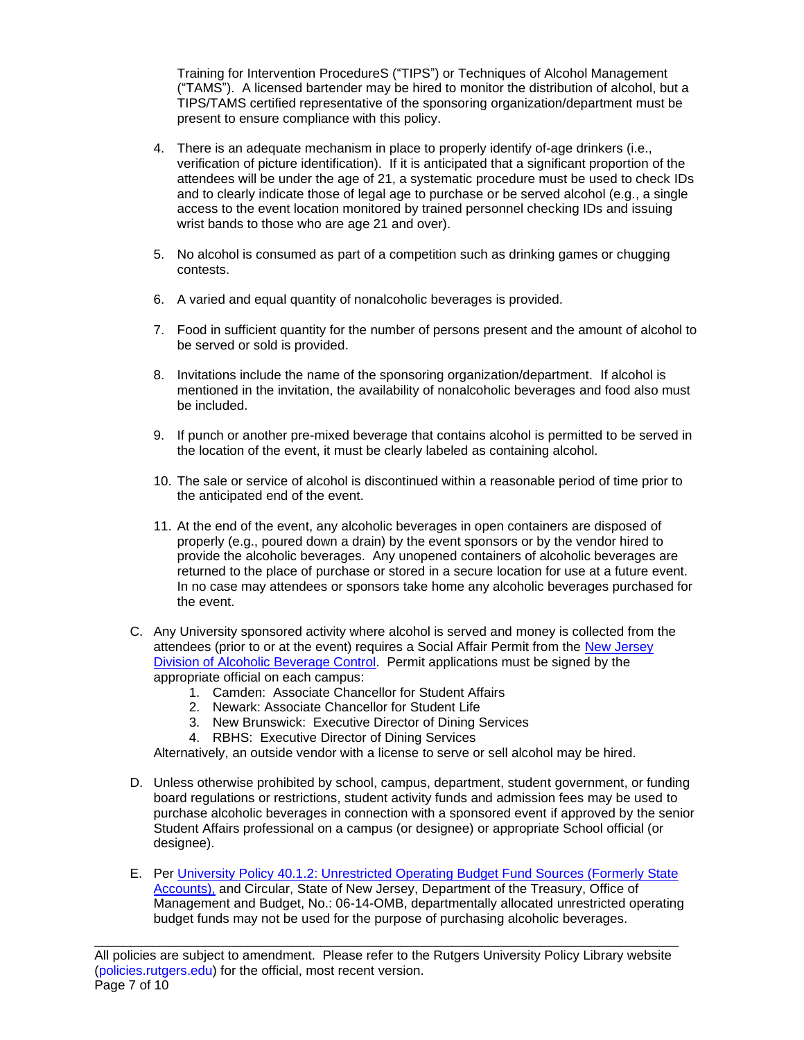Training for Intervention ProcedureS ("TIPS") or Techniques of Alcohol Management ("TAMS"). A licensed bartender may be hired to monitor the distribution of alcohol, but a TIPS/TAMS certified representative of the sponsoring organization/department must be present to ensure compliance with this policy.

4. There is an adequate mechanism in place to properly identify of-age drinkers (i.e., verification of picture identification). If it is anticipated that a significant proportion of the attendees will be under the age of 21, a systematic procedure must be used to check IDs and to clearly indicate those of legal age to purchase or be served alcohol (e.g., a single access to the event location monitored by trained personnel checking IDs and issuing wrist bands to those who are age 21 and over).

5. No alcohol is consumed as part of a competition such as drinking games or chugging contests.

6. A varied and equal quantity of nonalcoholic beverages is provided.

7. Food in sufficient quantity for the number of persons present and the amount of alcohol to be served or sold is provided.

8. Invitations include the name of the sponsoring organization/department. If alcohol is mentioned in the invitation, the availability of nonalcoholic beverages and food also must be included.

9. If punch or another pre-mixed beverage that contains alcohol is permitted to be served in the location of the event, it must be clearly labeled as containing alcohol.

10. The sale or service of alcohol is discontinued within a reasonable period of time prior to the anticipated end of the event.

11. At the end of the event, any alcoholic beverages in open containers are disposed of properly (e.g., poured down a drain) by the event sponsors or by the vendor hired to provide the alcoholic beverages. Any unopened containers of alcoholic beverages are returned to the place of purchase or stored in a secure location for use at a future event. In no case may attendees or sponsors take home any alcoholic beverages purchased for the event.

C. Any University sponsored activity where alcohol is served and money is collected from the attendees (prior to or at the event) requires a Social Affair Permit from the New Jersey Division of Alcoholic Beverage Control. Permit applications must be signed by the appropriate official on each campus:
   1. Camden: Associate Chancellor for Student Affairs
   2. Newark: Associate Chancellor for Student Life
   3. New Brunswick: Executive Director of Dining Services
   4. RBHS: Executive Director of Dining Services

   Alternatively, an outside vendor with a license to serve or sell alcohol may be hired.

D. Unless otherwise prohibited by school, campus, department, student government, or funding board regulations or restrictions, student activity funds and admission fees may be used to purchase alcoholic beverages in connection with a sponsored event if approved by the senior Student Affairs professional on a campus (or designee) or appropriate School official (or designee).

E. Per University Policy 40.1.2: Unrestricted Operating Budget Fund Sources (Formerly State Accounts), and Circular, State of New Jersey, Department of the Treasury, Office of Management and Budget, No.: 06-14-OMB, departmentally allocated unrestricted operating budget funds may not be used for the purpose of purchasing alcoholic beverages.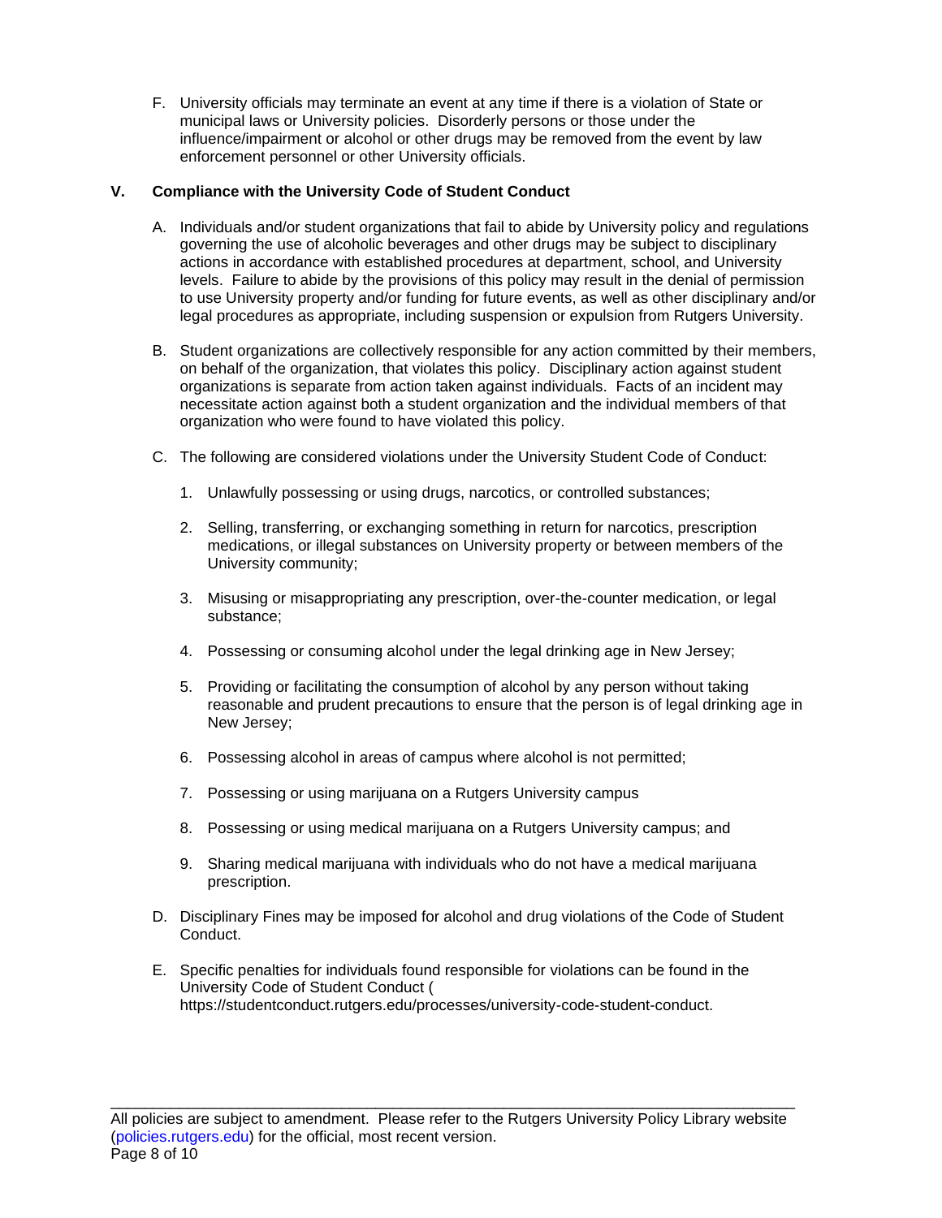F. University officials may terminate an event at any time if there is a violation of State or municipal laws or University policies. Disorderly persons or those under the influence/impairment or alcohol or other drugs may be removed from the event by law enforcement personnel or other University officials.

## V. Compliance with the University Code of Student Conduct

A. Individuals and/or student organizations that fail to abide by University policy and regulations governing the use of alcoholic beverages and other drugs may be subject to disciplinary actions in accordance with established procedures at department, school, and University levels. Failure to abide by the provisions of this policy may result in the denial of permission to use University property and/or funding for future events, as well as other disciplinary and/or legal procedures as appropriate, including suspension or expulsion from Rutgers University.

B. Student organizations are collectively responsible for any action committed by their members, on behalf of the organization, that violates this policy. Disciplinary action against student organizations is separate from action taken against individuals. Facts of an incident may necessitate action against both a student organization and the individual members of that organization who were found to have violated this policy.

C. The following are considered violations under the University Student Code of Conduct:

   1. Unlawfully possessing or using drugs, narcotics, or controlled substances;

   2. Selling, transferring, or exchanging something in return for narcotics, prescription medications, or illegal substances on University property or between members of the University community;

   3. Misusing or misappropriating any prescription, over-the-counter medication, or legal substance;

   4. Possessing or consuming alcohol under the legal drinking age in New Jersey;

   5. Providing or facilitating the consumption of alcohol by any person without taking reasonable and prudent precautions to ensure that the person is of legal drinking age in New Jersey;

   6. Possessing alcohol in areas of campus where alcohol is not permitted;

   7. Possessing or using marijuana on a Rutgers University campus

   8. Possessing or using medical marijuana on a Rutgers University campus; and

   9. Sharing medical marijuana with individuals who do not have a medical marijuana prescription.

D. Disciplinary Fines may be imposed for alcohol and drug violations of the Code of Student Conduct.

E. Specific penalties for individuals found responsible for violations can be found in the University Code of Student Conduct ( https://studentconduct.rutgers.edu/processes/university-code-student-conduct.

All policies are subject to amendment. Please refer to the Rutgers University Policy Library website (policies.rutgers.edu) for the official, most recent version.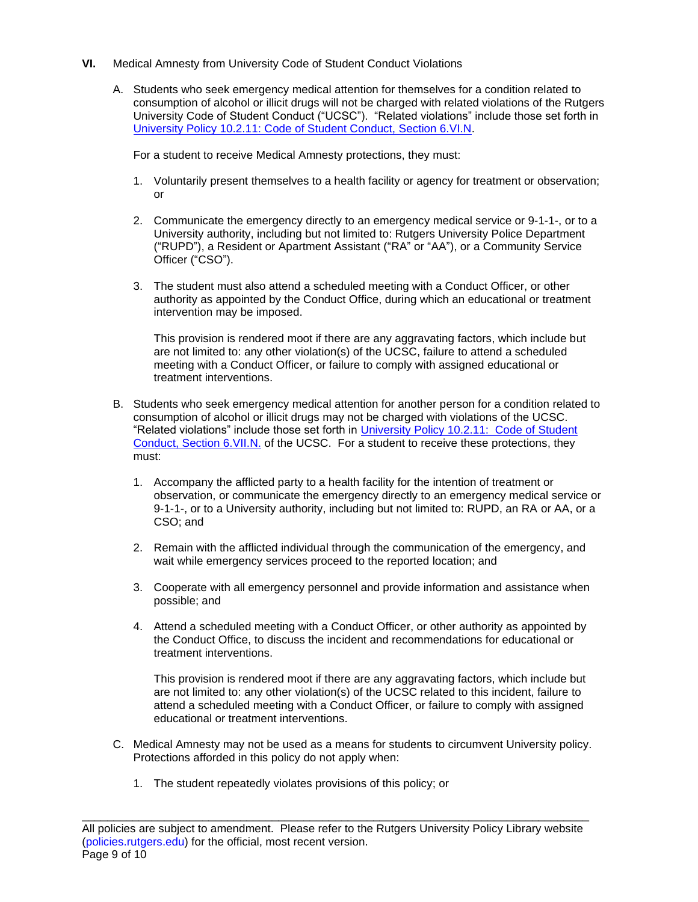## VI. Medical Amnesty from University Code of Student Conduct Violations

A. Students who seek emergency medical attention for themselves for a condition related to consumption of alcohol or illicit drugs will not be charged with related violations of the Rutgers University Code of Student Conduct ("UCSC"). "Related violations" include those set forth in University Policy 10.2.11: Code of Student Conduct, Section 6.VI.N.

   For a student to receive Medical Amnesty protections, they must:

   1. Voluntarily present themselves to a health facility or agency for treatment or observation; or

   2. Communicate the emergency directly to an emergency medical service or 9-1-1-, or to a University authority, including but not limited to: Rutgers University Police Department ("RUPD"), a Resident or Apartment Assistant ("RA" or "AA"), or a Community Service Officer ("CSO").

   3. The student must also attend a scheduled meeting with a Conduct Officer, or other authority as appointed by the Conduct Office, during which an educational or treatment intervention may be imposed.

      This provision is rendered moot if there are any aggravating factors, which include but are not limited to: any other violation(s) of the UCSC, failure to attend a scheduled meeting with a Conduct Officer, or failure to comply with assigned educational or treatment interventions.

B. Students who seek emergency medical attention for another person for a condition related to consumption of alcohol or illicit drugs may not be charged with violations of the UCSC. "Related violations" include those set forth in University Policy 10.2.11: Code of Student Conduct, Section 6.VII.N. of the UCSC. For a student to receive these protections, they must:

   1. Accompany the afflicted party to a health facility for the intention of treatment or observation, or communicate the emergency directly to an emergency medical service or 9-1-1-, or to a University authority, including but not limited to: RUPD, an RA or AA, or a CSO; and

   2. Remain with the afflicted individual through the communication of the emergency, and wait while emergency services proceed to the reported location; and

   3. Cooperate with all emergency personnel and provide information and assistance when possible; and

   4. Attend a scheduled meeting with a Conduct Officer, or other authority as appointed by the Conduct Office, to discuss the incident and recommendations for educational or treatment interventions.

      This provision is rendered moot if there are any aggravating factors, which include but are not limited to: any other violation(s) of the UCSC related to this incident, failure to attend a scheduled meeting with a Conduct Officer, or failure to comply with assigned educational or treatment interventions.

C. Medical Amnesty may not be used as a means for students to circumvent University policy. Protections afforded in this policy do not apply when:

   1. The student repeatedly violates provisions of this policy; or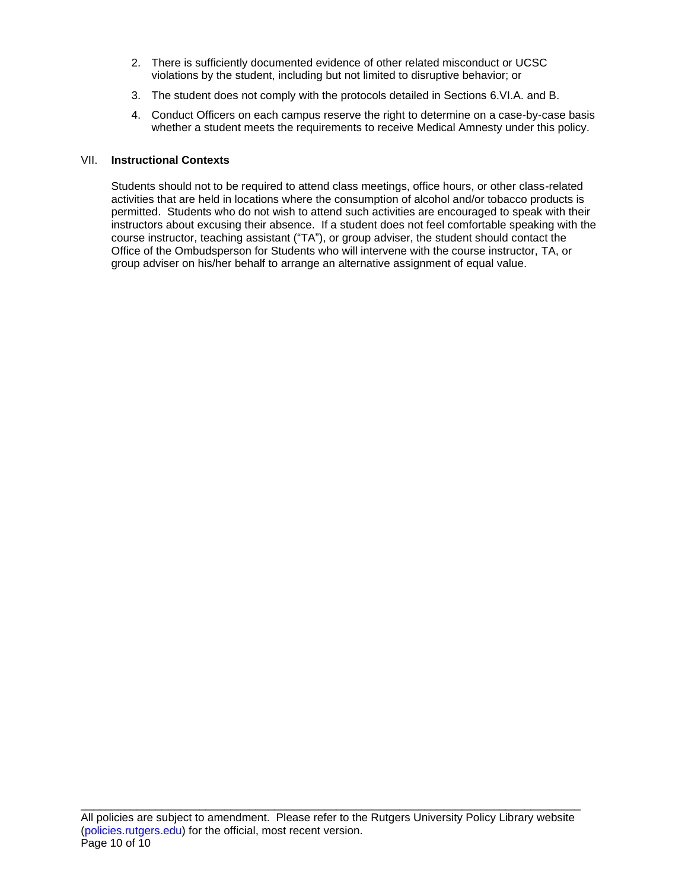2. There is sufficiently documented evidence of other related misconduct or UCSC violations by the student, including but not limited to disruptive behavior; or
3. The student does not comply with the protocols detailed in Sections 6.VI.A. and B.
4. Conduct Officers on each campus reserve the right to determine on a case-by-case basis whether a student meets the requirements to receive Medical Amnesty under this policy.

## VII. **Instructional Contexts**

Students should not to be required to attend class meetings, office hours, or other class-related activities that are held in locations where the consumption of alcohol and/or tobacco products is permitted. Students who do not wish to attend such activities are encouraged to speak with their instructors about excusing their absence. If a student does not feel comfortable speaking with the course instructor, teaching assistant ("TA"), or group adviser, the student should contact the Office of the Ombudsperson for Students who will intervene with the course instructor, TA, or group adviser on his/her behalf to arrange an alternative assignment of equal value.